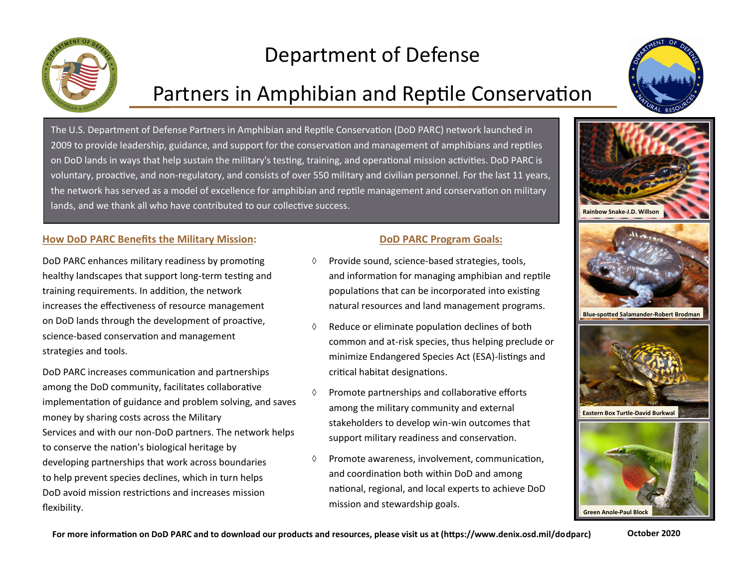# Department of Defense

## Partners in Amphibian and Reptile Conservation

The U.S. Department of Defense Partners in Amphibian and Reptile Conservation (DoD PARC) network launched in 2009 to provide leadership, guidance, and support for the conservation and management of amphibians and reptiles on DoD lands in ways that help sustain the military's testing, training, and operational mission activities. DoD PARC is voluntary, proactive, and non-regulatory, and consists of over 550 military and civilian personnel. For the last 11 years, the network has served as a model of excellence for amphibian and reptile management and conservation on military lands, and we thank all who have contributed to our collective success.

### How DoD PARC Benefits the Military Mission:

DoD PARC enhances military readiness by promoting healthy landscapes that support long-term testing and training requirements. In addition, the network increases the effectiveness of resource management on DoD lands through the development of proactive, science-based conservation and management strategies and tools.

DoD PARC increases communication and partnerships among the DoD community, facilitates collaborative implementation of guidance and problem solving, and saves money by sharing costs across the Military Services and with our non-DoD partners. The network helps to conserve the nation's biological heritage by developing partnerships that work across boundaries to help prevent species declines, which in turn helps DoD avoid mission restrictions and increases mission flexibility.

### DoD PARC Program Goals:

- Provide sound, science-based strategies, tools, and information for managing amphibian and reptile populations that can be incorporated into existing natural resources and land management programs.
- Reduce or eliminate population declines of both common and at-risk species, thus helping preclude or minimize Endangered Species Act (ESA)-listings and critical habitat designations.
- Promote partnerships and collaborative efforts among the military community and external stakeholders to develop win-win outcomes that support military readiness and conservation.
- Promote awareness, involvement, communication, and coordination both within DoD and among national, regional, and local experts to achieve DoD mission and stewardship goals.

Rainbow Snake-J.D. Willson

Blue-spotted Salamander-Robert Brodman

Eastern Box Turtle-David Burkwal

Green Anole-Paul Block

**For more information on DoD PARC and to download our products and resources, please visit us at (https://www.denix.osd.mil/dodparc)**

**October 2020**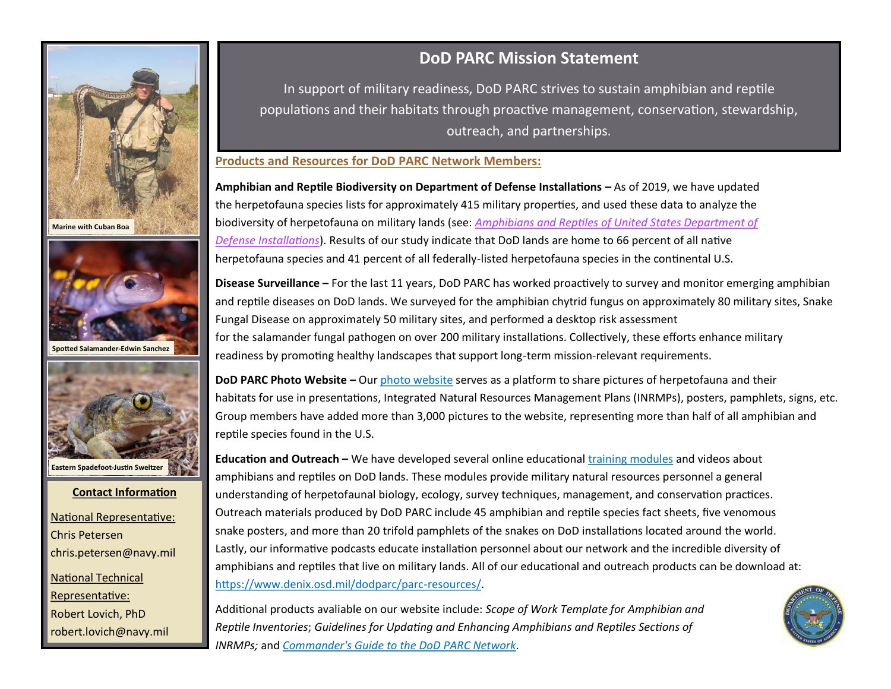Marine with Cuban Boa

Spotted Salamander-Edwin Sanchez

Eastern Spadefoot-Justin Sweitzer

**Contact Information**

National Representative:
Chris Petersen
chris.petersen@navy.mil

National Technical Representative:
Robert Lovich, PhD
robert.lovich@navy.mil

## DoD PARC Mission Statement

In support of military readiness, DoD PARC strives to sustain amphibian and reptile populations and their habitats through proactive management, conservation, stewardship, outreach, and partnerships.

### Products and Resources for DoD PARC Network Members:

**Amphibian and Reptile Biodiversity on Department of Defense Installations –** As of 2019, we have updated the herpetofauna species lists for approximately 415 military properties, and used these data to analyze the biodiversity of herpetofauna on military lands (see: *Amphibians and Reptiles of United States Department of Defense Installations*). Results of our study indicate that DoD lands are home to 66 percent of all native herpetofauna species and 41 percent of all federally-listed herpetofauna species in the continental U.S.

**Disease Surveillance –** For the last 11 years, DoD PARC has worked proactively to survey and monitor emerging amphibian and reptile diseases on DoD lands. We surveyed for the amphibian chytrid fungus on approximately 80 military sites, Snake Fungal Disease on approximately 50 military sites, and performed a desktop risk assessment for the salamander fungal pathogen on over 200 military installations. Collectively, these efforts enhance military readiness by promoting healthy landscapes that support long-term mission-relevant requirements.

**DoD PARC Photo Website –** Our photo website serves as a platform to share pictures of herpetofauna and their habitats for use in presentations, Integrated Natural Resources Management Plans (INRMPs), posters, pamphlets, signs, etc. Group members have added more than 3,000 pictures to the website, representing more than half of all amphibian and reptile species found in the U.S.

**Education and Outreach –** We have developed several online educational training modules and videos about amphibians and reptiles on DoD lands. These modules provide military natural resources personnel a general understanding of herpetofaunal biology, ecology, survey techniques, management, and conservation practices. Outreach materials produced by DoD PARC include 45 amphibian and reptile species fact sheets, five venomous snake posters, and more than 20 trifold pamphlets of the snakes on DoD installations located around the world. Lastly, our informative podcasts educate installation personnel about our network and the incredible diversity of amphibians and reptiles that live on military lands. All of our educational and outreach products can be download at: https://www.denix.osd.mil/dodparc/parc-resources/.

Additional products avaliable on our website include: *Scope of Work Template for Amphibian and Reptile Inventories*; *Guidelines for Updating and Enhancing Amphibians and Reptiles Sections of INRMPs;* and *Commander's Guide to the DoD PARC Network*.